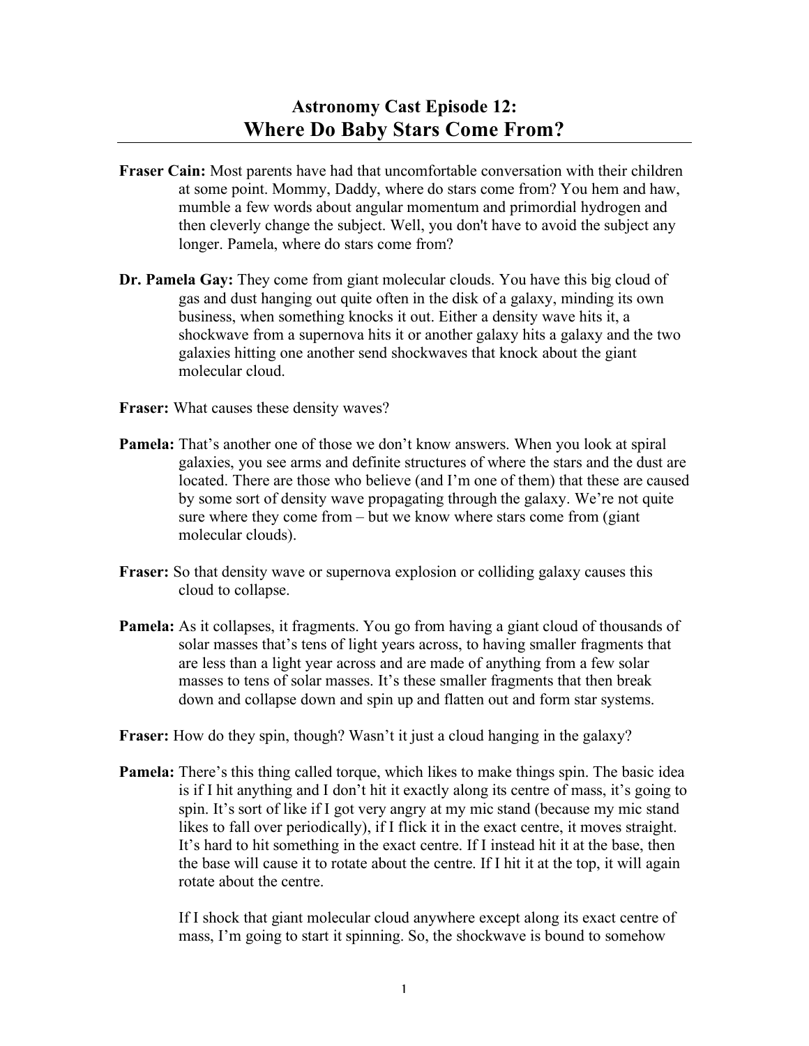# Astronomy Cast Episode 12:
## Where Do Baby Stars Come From?

---

**Fraser Cain:** Most parents have had that uncomfortable conversation with their children at some point. Mommy, Daddy, where do stars come from? You hem and haw, mumble a few words about angular momentum and primordial hydrogen and then cleverly change the subject. Well, you don't have to avoid the subject any longer. Pamela, where do stars come from?

**Dr. Pamela Gay:** They come from giant molecular clouds. You have this big cloud of gas and dust hanging out quite often in the disk of a galaxy, minding its own business, when something knocks it out. Either a density wave hits it, a shockwave from a supernova hits it or another galaxy hits a galaxy and the two galaxies hitting one another send shockwaves that knock about the giant molecular cloud.

**Fraser:** What causes these density waves?

**Pamela:** That's another one of those we don't know answers. When you look at spiral galaxies, you see arms and definite structures of where the stars and the dust are located. There are those who believe (and I'm one of them) that these are caused by some sort of density wave propagating through the galaxy. We're not quite sure where they come from – but we know where stars come from (giant molecular clouds).

**Fraser:** So that density wave or supernova explosion or colliding galaxy causes this cloud to collapse.

**Pamela:** As it collapses, it fragments. You go from having a giant cloud of thousands of solar masses that's tens of light years across, to having smaller fragments that are less than a light year across and are made of anything from a few solar masses to tens of solar masses. It's these smaller fragments that then break down and collapse down and spin up and flatten out and form star systems.

**Fraser:** How do they spin, though? Wasn't it just a cloud hanging in the galaxy?

**Pamela:** There's this thing called torque, which likes to make things spin. The basic idea is if I hit anything and I don't hit it exactly along its centre of mass, it's going to spin. It's sort of like if I got very angry at my mic stand (because my mic stand likes to fall over periodically), if I flick it in the exact centre, it moves straight. It's hard to hit something in the exact centre. If I instead hit it at the base, then the base will cause it to rotate about the centre. If I hit it at the top, it will again rotate about the centre.

If I shock that giant molecular cloud anywhere except along its exact centre of mass, I'm going to start it spinning. So, the shockwave is bound to somehow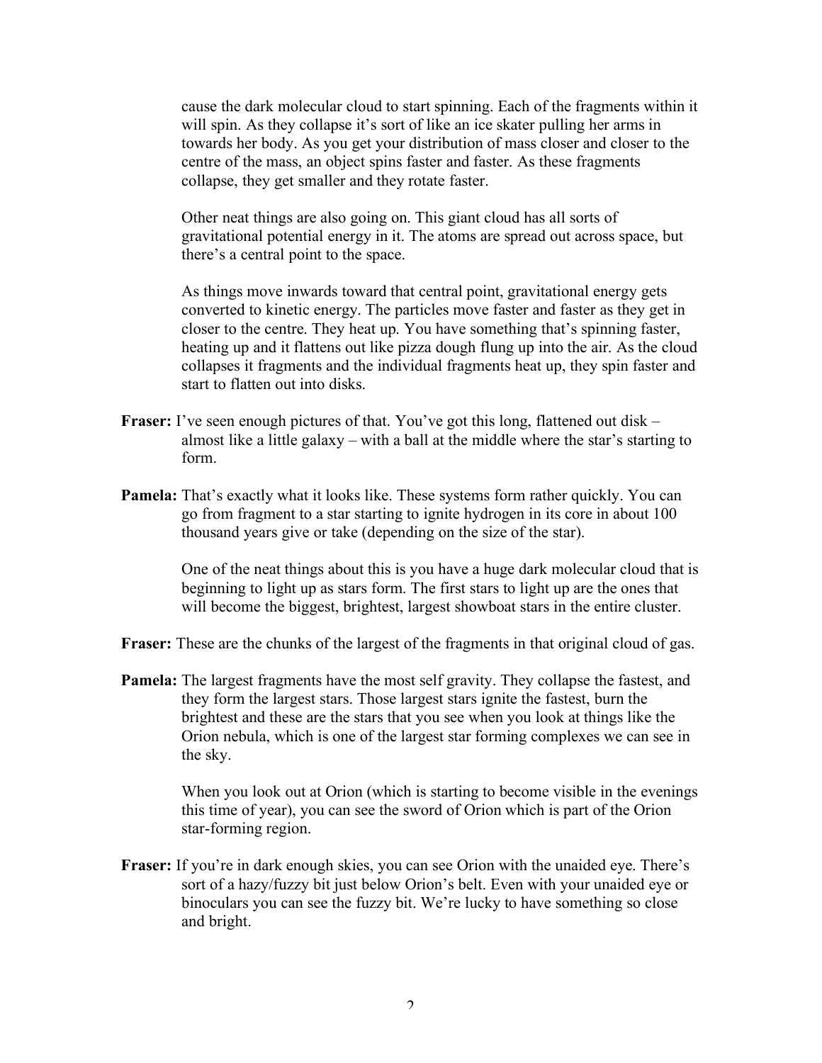cause the dark molecular cloud to start spinning. Each of the fragments within it will spin. As they collapse it's sort of like an ice skater pulling her arms in towards her body. As you get your distribution of mass closer and closer to the centre of the mass, an object spins faster and faster. As these fragments collapse, they get smaller and they rotate faster.

Other neat things are also going on. This giant cloud has all sorts of gravitational potential energy in it. The atoms are spread out across space, but there's a central point to the space.

As things move inwards toward that central point, gravitational energy gets converted to kinetic energy. The particles move faster and faster as they get in closer to the centre. They heat up. You have something that's spinning faster, heating up and it flattens out like pizza dough flung up into the air. As the cloud collapses it fragments and the individual fragments heat up, they spin faster and start to flatten out into disks.

**Fraser:** I've seen enough pictures of that. You've got this long, flattened out disk – almost like a little galaxy – with a ball at the middle where the star's starting to form.

**Pamela:** That's exactly what it looks like. These systems form rather quickly. You can go from fragment to a star starting to ignite hydrogen in its core in about 100 thousand years give or take (depending on the size of the star).

One of the neat things about this is you have a huge dark molecular cloud that is beginning to light up as stars form. The first stars to light up are the ones that will become the biggest, brightest, largest showboat stars in the entire cluster.

**Fraser:** These are the chunks of the largest of the fragments in that original cloud of gas.

**Pamela:** The largest fragments have the most self gravity. They collapse the fastest, and they form the largest stars. Those largest stars ignite the fastest, burn the brightest and these are the stars that you see when you look at things like the Orion nebula, which is one of the largest star forming complexes we can see in the sky.

When you look out at Orion (which is starting to become visible in the evenings this time of year), you can see the sword of Orion which is part of the Orion star-forming region.

**Fraser:** If you're in dark enough skies, you can see Orion with the unaided eye. There's sort of a hazy/fuzzy bit just below Orion's belt. Even with your unaided eye or binoculars you can see the fuzzy bit. We're lucky to have something so close and bright.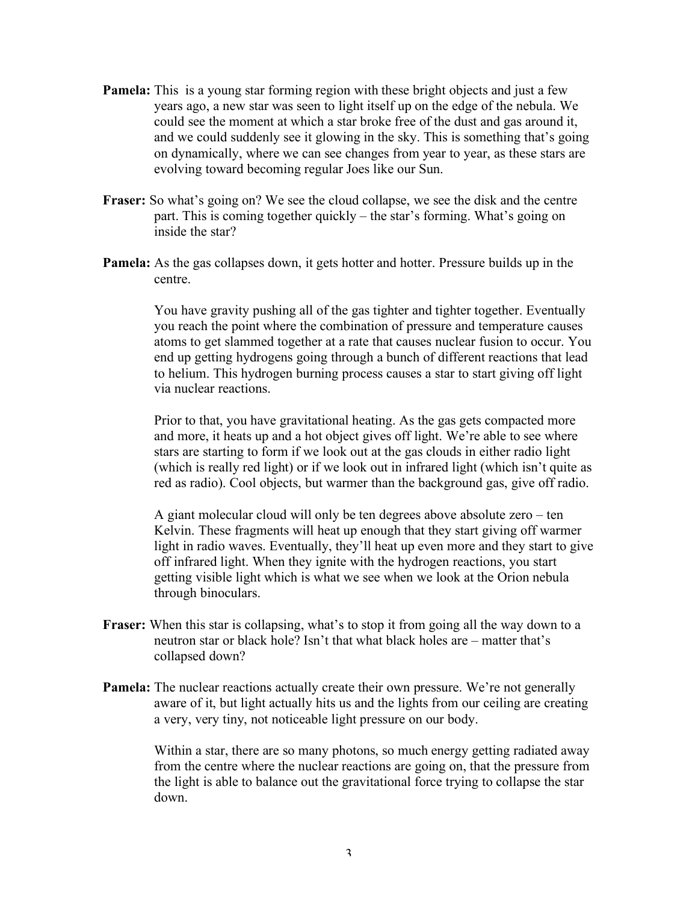**Pamela:** This is a young star forming region with these bright objects and just a few years ago, a new star was seen to light itself up on the edge of the nebula. We could see the moment at which a star broke free of the dust and gas around it, and we could suddenly see it glowing in the sky. This is something that's going on dynamically, where we can see changes from year to year, as these stars are evolving toward becoming regular Joes like our Sun.

**Fraser:** So what's going on? We see the cloud collapse, we see the disk and the centre part. This is coming together quickly – the star's forming. What's going on inside the star?

**Pamela:** As the gas collapses down, it gets hotter and hotter. Pressure builds up in the centre.

You have gravity pushing all of the gas tighter and tighter together. Eventually you reach the point where the combination of pressure and temperature causes atoms to get slammed together at a rate that causes nuclear fusion to occur. You end up getting hydrogens going through a bunch of different reactions that lead to helium. This hydrogen burning process causes a star to start giving off light via nuclear reactions.

Prior to that, you have gravitational heating. As the gas gets compacted more and more, it heats up and a hot object gives off light. We're able to see where stars are starting to form if we look out at the gas clouds in either radio light (which is really red light) or if we look out in infrared light (which isn't quite as red as radio). Cool objects, but warmer than the background gas, give off radio.

A giant molecular cloud will only be ten degrees above absolute zero – ten Kelvin. These fragments will heat up enough that they start giving off warmer light in radio waves. Eventually, they'll heat up even more and they start to give off infrared light. When they ignite with the hydrogen reactions, you start getting visible light which is what we see when we look at the Orion nebula through binoculars.

**Fraser:** When this star is collapsing, what's to stop it from going all the way down to a neutron star or black hole? Isn't that what black holes are – matter that's collapsed down?

**Pamela:** The nuclear reactions actually create their own pressure. We're not generally aware of it, but light actually hits us and the lights from our ceiling are creating a very, very tiny, not noticeable light pressure on our body.

Within a star, there are so many photons, so much energy getting radiated away from the centre where the nuclear reactions are going on, that the pressure from the light is able to balance out the gravitational force trying to collapse the star down.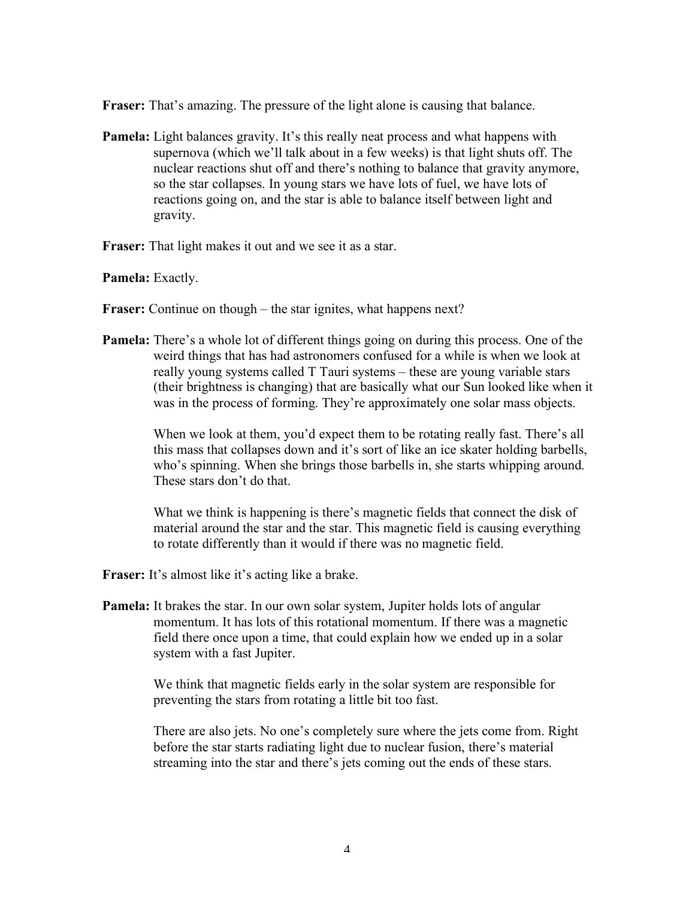**Fraser:** That's amazing. The pressure of the light alone is causing that balance.

**Pamela:** Light balances gravity. It's this really neat process and what happens with supernova (which we'll talk about in a few weeks) is that light shuts off. The nuclear reactions shut off and there's nothing to balance that gravity anymore, so the star collapses. In young stars we have lots of fuel, we have lots of reactions going on, and the star is able to balance itself between light and gravity.

**Fraser:** That light makes it out and we see it as a star.

**Pamela:** Exactly.

**Fraser:** Continue on though – the star ignites, what happens next?

**Pamela:** There's a whole lot of different things going on during this process. One of the weird things that has had astronomers confused for a while is when we look at really young systems called T Tauri systems – these are young variable stars (their brightness is changing) that are basically what our Sun looked like when it was in the process of forming. They're approximately one solar mass objects.

When we look at them, you'd expect them to be rotating really fast. There's all this mass that collapses down and it's sort of like an ice skater holding barbells, who's spinning. When she brings those barbells in, she starts whipping around. These stars don't do that.

What we think is happening is there's magnetic fields that connect the disk of material around the star and the star. This magnetic field is causing everything to rotate differently than it would if there was no magnetic field.

**Fraser:** It's almost like it's acting like a brake.

**Pamela:** It brakes the star. In our own solar system, Jupiter holds lots of angular momentum. It has lots of this rotational momentum. If there was a magnetic field there once upon a time, that could explain how we ended up in a solar system with a fast Jupiter.

We think that magnetic fields early in the solar system are responsible for preventing the stars from rotating a little bit too fast.

There are also jets. No one's completely sure where the jets come from. Right before the star starts radiating light due to nuclear fusion, there's material streaming into the star and there's jets coming out the ends of these stars.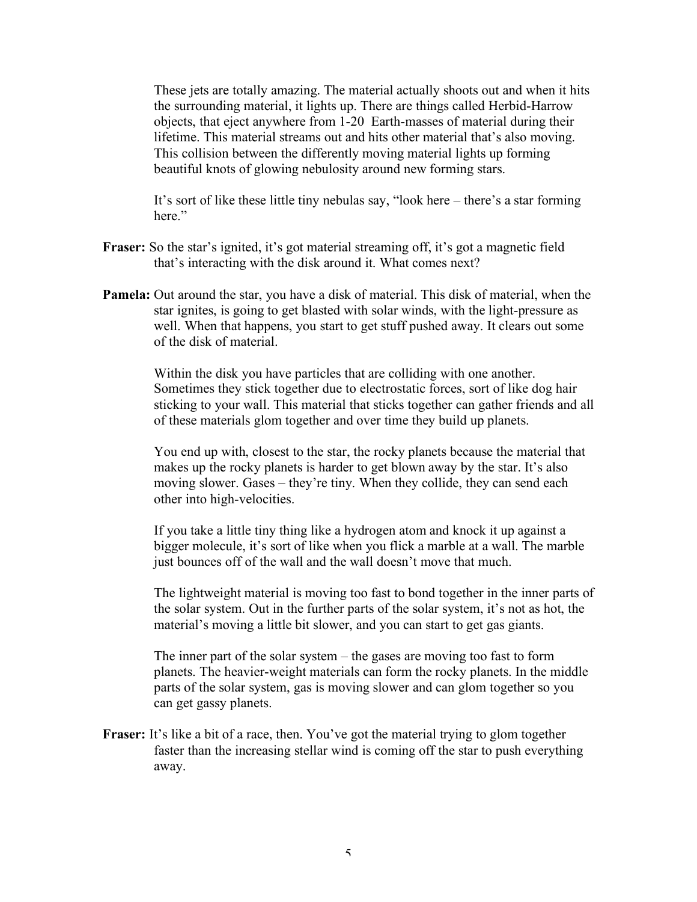These jets are totally amazing. The material actually shoots out and when it hits the surrounding material, it lights up. There are things called Herbid-Harrow objects, that eject anywhere from 1-20 Earth-masses of material during their lifetime. This material streams out and hits other material that's also moving. This collision between the differently moving material lights up forming beautiful knots of glowing nebulosity around new forming stars.

It's sort of like these little tiny nebulas say, "look here – there's a star forming here."

**Fraser:** So the star's ignited, it's got material streaming off, it's got a magnetic field that's interacting with the disk around it. What comes next?

**Pamela:** Out around the star, you have a disk of material. This disk of material, when the star ignites, is going to get blasted with solar winds, with the light-pressure as well. When that happens, you start to get stuff pushed away. It clears out some of the disk of material.

Within the disk you have particles that are colliding with one another. Sometimes they stick together due to electrostatic forces, sort of like dog hair sticking to your wall. This material that sticks together can gather friends and all of these materials glom together and over time they build up planets.

You end up with, closest to the star, the rocky planets because the material that makes up the rocky planets is harder to get blown away by the star. It's also moving slower. Gases – they're tiny. When they collide, they can send each other into high-velocities.

If you take a little tiny thing like a hydrogen atom and knock it up against a bigger molecule, it's sort of like when you flick a marble at a wall. The marble just bounces off of the wall and the wall doesn't move that much.

The lightweight material is moving too fast to bond together in the inner parts of the solar system. Out in the further parts of the solar system, it's not as hot, the material's moving a little bit slower, and you can start to get gas giants.

The inner part of the solar system – the gases are moving too fast to form planets. The heavier-weight materials can form the rocky planets. In the middle parts of the solar system, gas is moving slower and can glom together so you can get gassy planets.

**Fraser:** It's like a bit of a race, then. You've got the material trying to glom together faster than the increasing stellar wind is coming off the star to push everything away.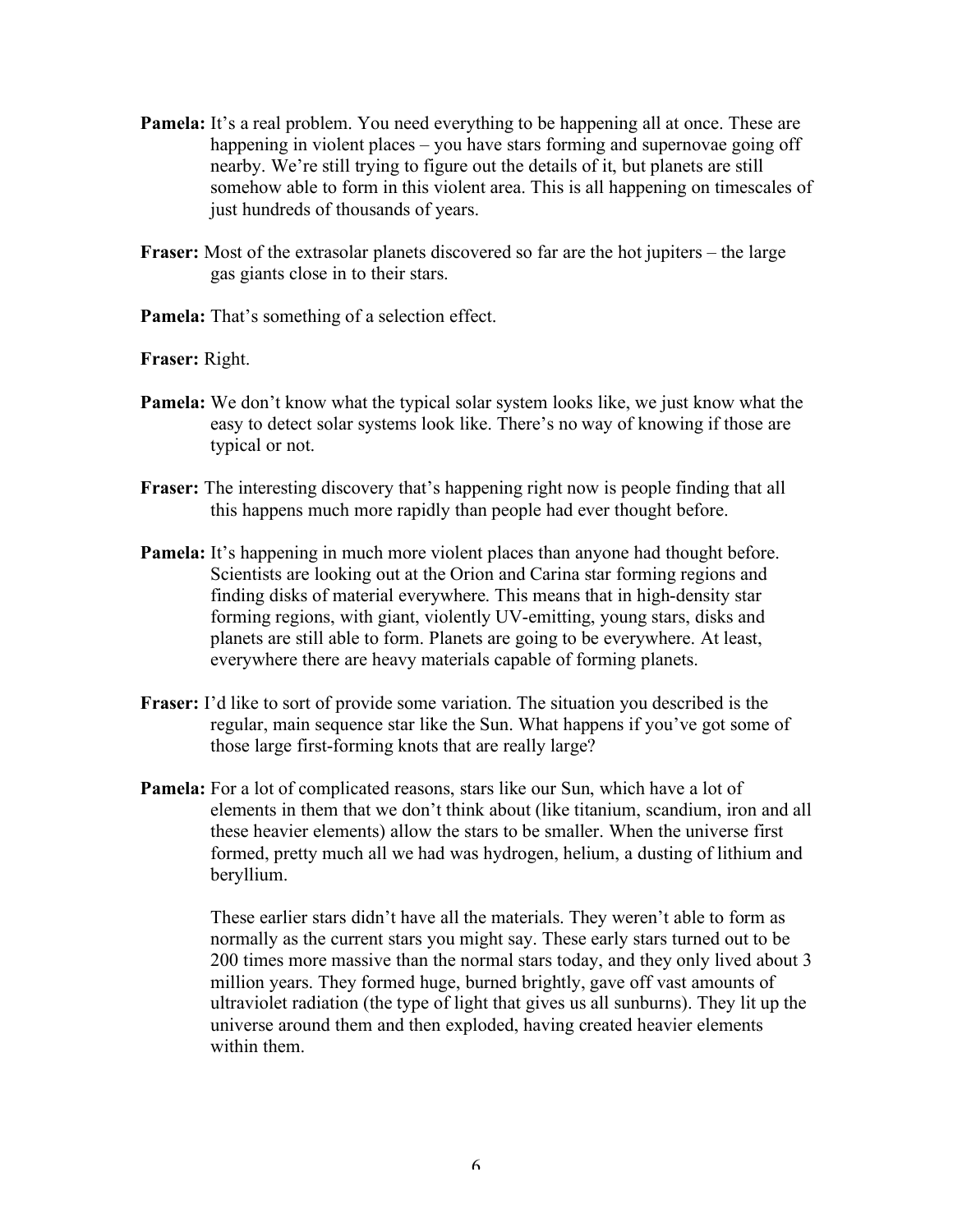**Pamela:** It's a real problem. You need everything to be happening all at once. These are happening in violent places – you have stars forming and supernovae going off nearby. We're still trying to figure out the details of it, but planets are still somehow able to form in this violent area. This is all happening on timescales of just hundreds of thousands of years.

**Fraser:** Most of the extrasolar planets discovered so far are the hot jupiters – the large gas giants close in to their stars.

**Pamela:** That's something of a selection effect.

**Fraser:** Right.

**Pamela:** We don't know what the typical solar system looks like, we just know what the easy to detect solar systems look like. There's no way of knowing if those are typical or not.

**Fraser:** The interesting discovery that's happening right now is people finding that all this happens much more rapidly than people had ever thought before.

**Pamela:** It's happening in much more violent places than anyone had thought before. Scientists are looking out at the Orion and Carina star forming regions and finding disks of material everywhere. This means that in high-density star forming regions, with giant, violently UV-emitting, young stars, disks and planets are still able to form. Planets are going to be everywhere. At least, everywhere there are heavy materials capable of forming planets.

**Fraser:** I'd like to sort of provide some variation. The situation you described is the regular, main sequence star like the Sun. What happens if you've got some of those large first-forming knots that are really large?

**Pamela:** For a lot of complicated reasons, stars like our Sun, which have a lot of elements in them that we don't think about (like titanium, scandium, iron and all these heavier elements) allow the stars to be smaller. When the universe first formed, pretty much all we had was hydrogen, helium, a dusting of lithium and beryllium.

These earlier stars didn't have all the materials. They weren't able to form as normally as the current stars you might say. These early stars turned out to be 200 times more massive than the normal stars today, and they only lived about 3 million years. They formed huge, burned brightly, gave off vast amounts of ultraviolet radiation (the type of light that gives us all sunburns). They lit up the universe around them and then exploded, having created heavier elements within them.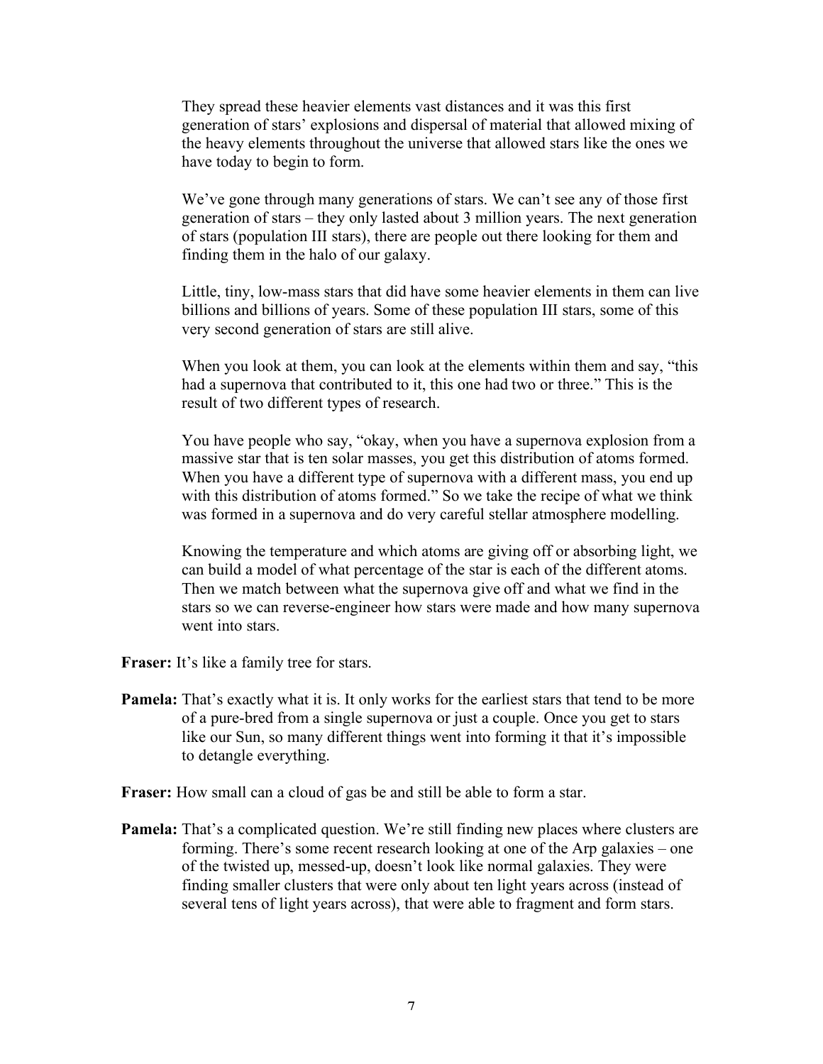They spread these heavier elements vast distances and it was this first generation of stars' explosions and dispersal of material that allowed mixing of the heavy elements throughout the universe that allowed stars like the ones we have today to begin to form.

We've gone through many generations of stars. We can't see any of those first generation of stars – they only lasted about 3 million years. The next generation of stars (population III stars), there are people out there looking for them and finding them in the halo of our galaxy.

Little, tiny, low-mass stars that did have some heavier elements in them can live billions and billions of years. Some of these population III stars, some of this very second generation of stars are still alive.

When you look at them, you can look at the elements within them and say, "this had a supernova that contributed to it, this one had two or three." This is the result of two different types of research.

You have people who say, "okay, when you have a supernova explosion from a massive star that is ten solar masses, you get this distribution of atoms formed. When you have a different type of supernova with a different mass, you end up with this distribution of atoms formed." So we take the recipe of what we think was formed in a supernova and do very careful stellar atmosphere modelling.

Knowing the temperature and which atoms are giving off or absorbing light, we can build a model of what percentage of the star is each of the different atoms. Then we match between what the supernova give off and what we find in the stars so we can reverse-engineer how stars were made and how many supernova went into stars.

**Fraser:** It's like a family tree for stars.

**Pamela:** That's exactly what it is. It only works for the earliest stars that tend to be more of a pure-bred from a single supernova or just a couple. Once you get to stars like our Sun, so many different things went into forming it that it's impossible to detangle everything.

**Fraser:** How small can a cloud of gas be and still be able to form a star.

**Pamela:** That's a complicated question. We're still finding new places where clusters are forming. There's some recent research looking at one of the Arp galaxies – one of the twisted up, messed-up, doesn't look like normal galaxies. They were finding smaller clusters that were only about ten light years across (instead of several tens of light years across), that were able to fragment and form stars.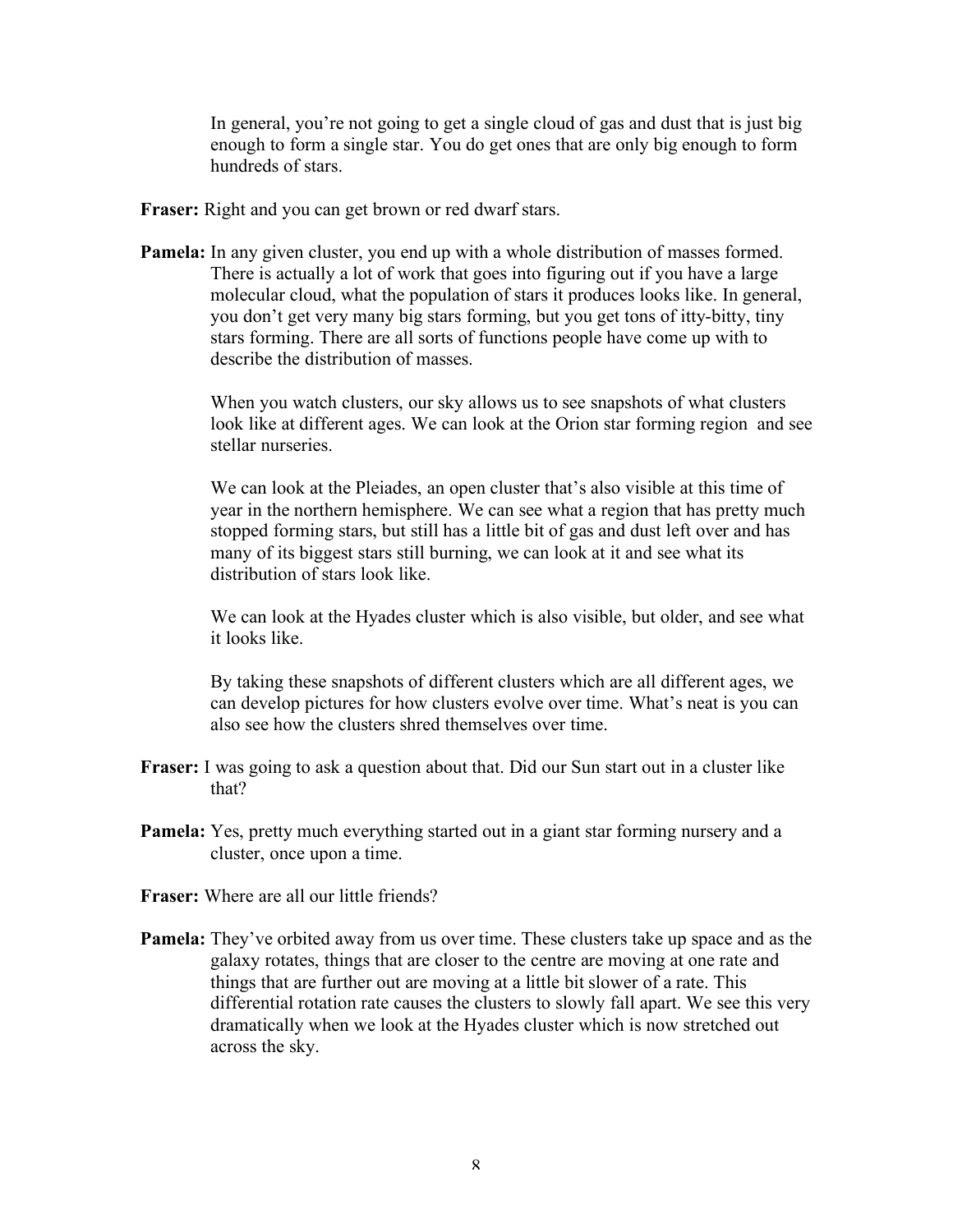In general, you're not going to get a single cloud of gas and dust that is just big enough to form a single star. You do get ones that are only big enough to form hundreds of stars.

**Fraser:** Right and you can get brown or red dwarf stars.

**Pamela:** In any given cluster, you end up with a whole distribution of masses formed. There is actually a lot of work that goes into figuring out if you have a large molecular cloud, what the population of stars it produces looks like. In general, you don't get very many big stars forming, but you get tons of itty-bitty, tiny stars forming. There are all sorts of functions people have come up with to describe the distribution of masses.

When you watch clusters, our sky allows us to see snapshots of what clusters look like at different ages. We can look at the Orion star forming region and see stellar nurseries.

We can look at the Pleiades, an open cluster that's also visible at this time of year in the northern hemisphere. We can see what a region that has pretty much stopped forming stars, but still has a little bit of gas and dust left over and has many of its biggest stars still burning, we can look at it and see what its distribution of stars look like.

We can look at the Hyades cluster which is also visible, but older, and see what it looks like.

By taking these snapshots of different clusters which are all different ages, we can develop pictures for how clusters evolve over time. What's neat is you can also see how the clusters shred themselves over time.

**Fraser:** I was going to ask a question about that. Did our Sun start out in a cluster like that?

**Pamela:** Yes, pretty much everything started out in a giant star forming nursery and a cluster, once upon a time.

**Fraser:** Where are all our little friends?

**Pamela:** They've orbited away from us over time. These clusters take up space and as the galaxy rotates, things that are closer to the centre are moving at one rate and things that are further out are moving at a little bit slower of a rate. This differential rotation rate causes the clusters to slowly fall apart. We see this very dramatically when we look at the Hyades cluster which is now stretched out across the sky.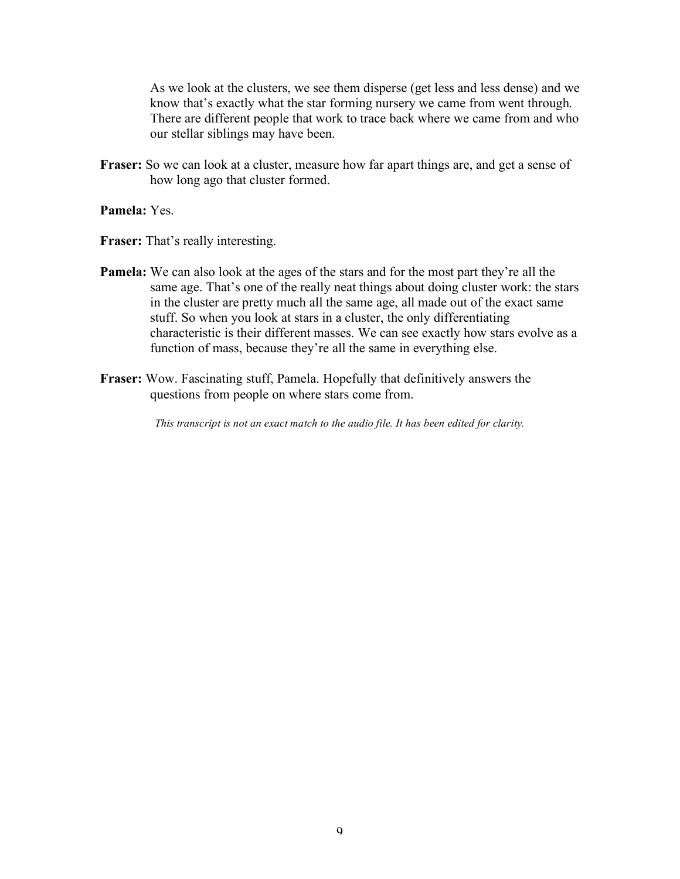As we look at the clusters, we see them disperse (get less and less dense) and we know that's exactly what the star forming nursery we came from went through. There are different people that work to trace back where we came from and who our stellar siblings may have been.

**Fraser:** So we can look at a cluster, measure how far apart things are, and get a sense of how long ago that cluster formed.

**Pamela:** Yes.

**Fraser:** That's really interesting.

**Pamela:** We can also look at the ages of the stars and for the most part they're all the same age. That's one of the really neat things about doing cluster work: the stars in the cluster are pretty much all the same age, all made out of the exact same stuff. So when you look at stars in a cluster, the only differentiating characteristic is their different masses. We can see exactly how stars evolve as a function of mass, because they're all the same in everything else.

**Fraser:** Wow. Fascinating stuff, Pamela. Hopefully that definitively answers the questions from people on where stars come from.

*This transcript is not an exact match to the audio file. It has been edited for clarity.*